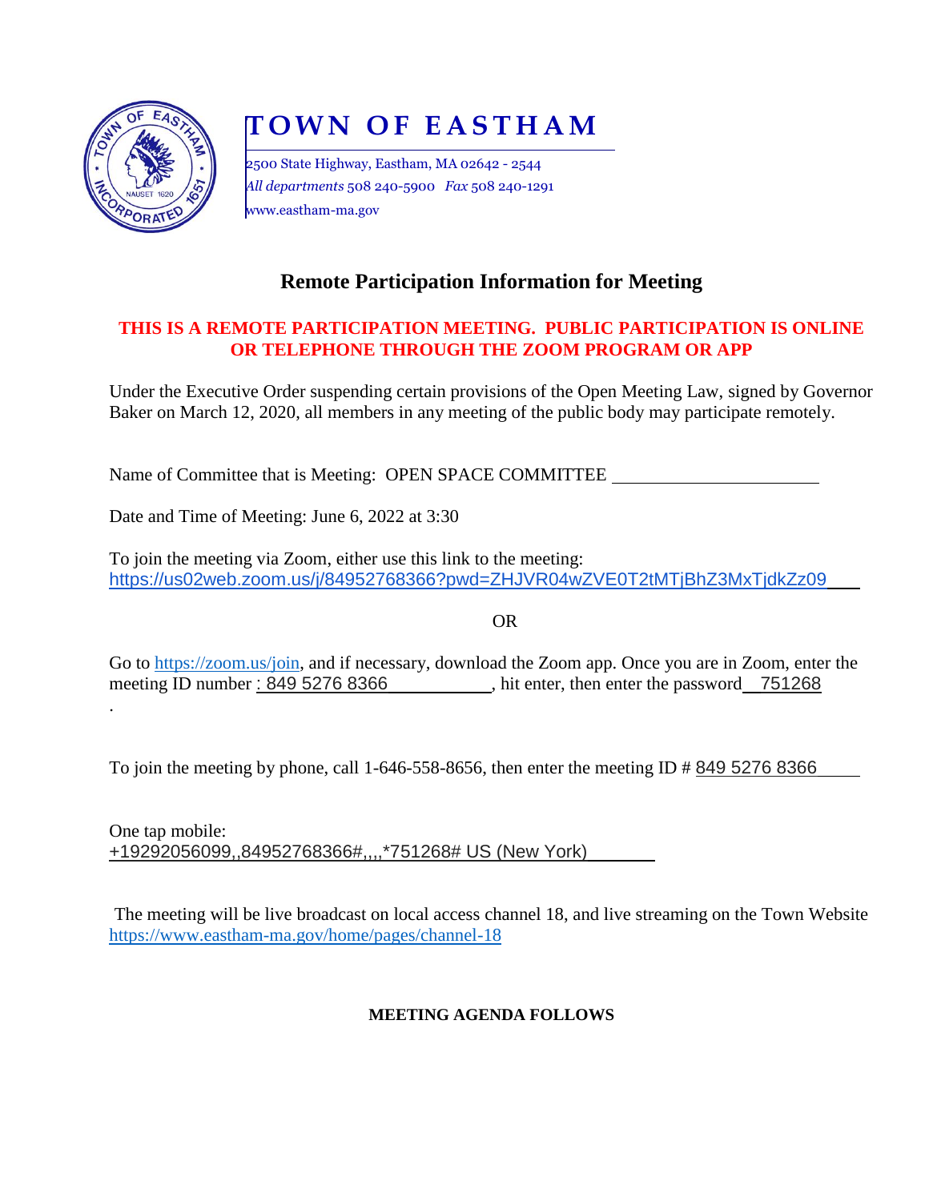# TOWN OF EASTHAM

2500 State Highway, Eastham, MA 02642 - 2544
*All departments* 508 240-5900 *Fax* 508 240-1291
www.eastham-ma.gov

## Remote Participation Information for Meeting

**THIS IS A REMOTE PARTICIPATION MEETING. PUBLIC PARTICIPATION IS ONLINE OR TELEPHONE THROUGH THE ZOOM PROGRAM OR APP**

Under the Executive Order suspending certain provisions of the Open Meeting Law, signed by Governor Baker on March 12, 2020, all members in any meeting of the public body may participate remotely.

Name of Committee that is Meeting: OPEN SPACE COMMITTEE

Date and Time of Meeting: June 6, 2022 at 3:30

To join the meeting via Zoom, either use this link to the meeting:
https://us02web.zoom.us/j/84952768366?pwd=ZHJVR04wZVE0T2tMTjBhZ3MxTjdkZz09

OR

Go to https://zoom.us/join, and if necessary, download the Zoom app. Once you are in Zoom, enter the meeting ID number : 849 5276 8366, hit enter, then enter the password 751268

.

To join the meeting by phone, call 1-646-558-8656, then enter the meeting ID # 849 5276 8366

One tap mobile:
+19292056099,,84952768366#,,,,*751268# US (New York)

The meeting will be live broadcast on local access channel 18, and live streaming on the Town Website https://www.eastham-ma.gov/home/pages/channel-18

**MEETING AGENDA FOLLOWS**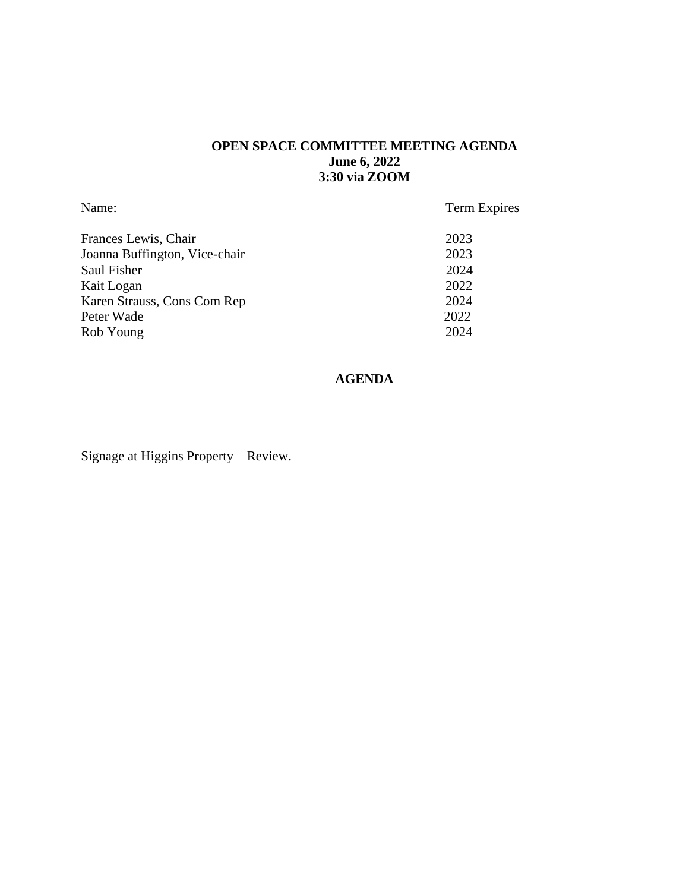**OPEN SPACE COMMITTEE MEETING AGENDA**
**June 6, 2022**
**3:30 via ZOOM**

| Name: | Term Expires |
|---|---|
| Frances Lewis, Chair | 2023 |
| Joanna Buffington, Vice-chair | 2023 |
| Saul Fisher | 2024 |
| Kait Logan | 2022 |
| Karen Strauss, Cons Com Rep | 2024 |
| Peter Wade | 2022 |
| Rob Young | 2024 |

**AGENDA**

Signage at Higgins Property – Review.